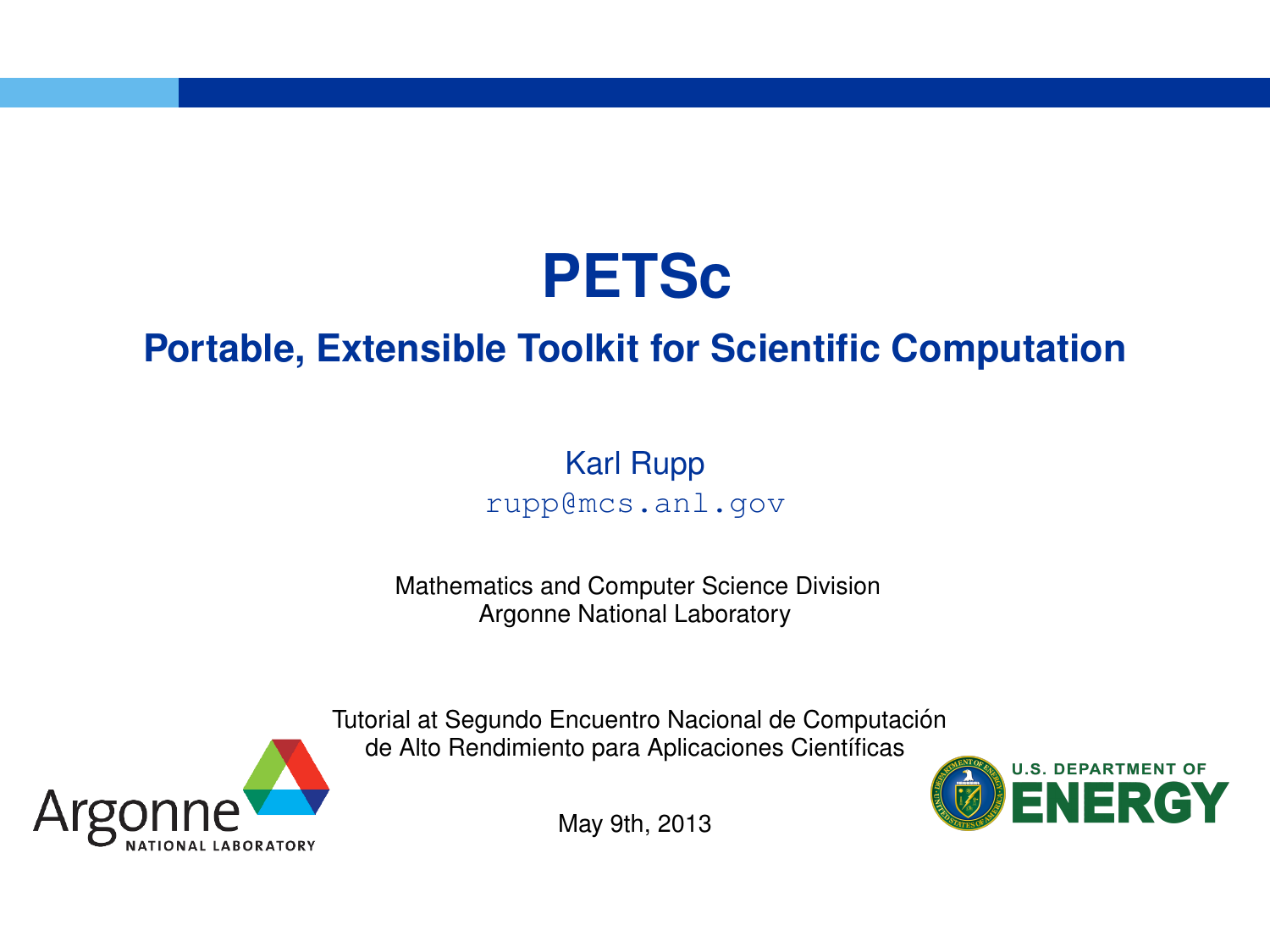# PETSc

## Portable, Extensible Toolkit for Scientific Computation

Karl Rupp

rupp@mcs.anl.gov

Mathematics and Computer Science Division
Argonne National Laboratory

Tutorial at Segundo Encuentro Nacional de Computación de Alto Rendimiento para Aplicaciones Científicas

May 9th, 2013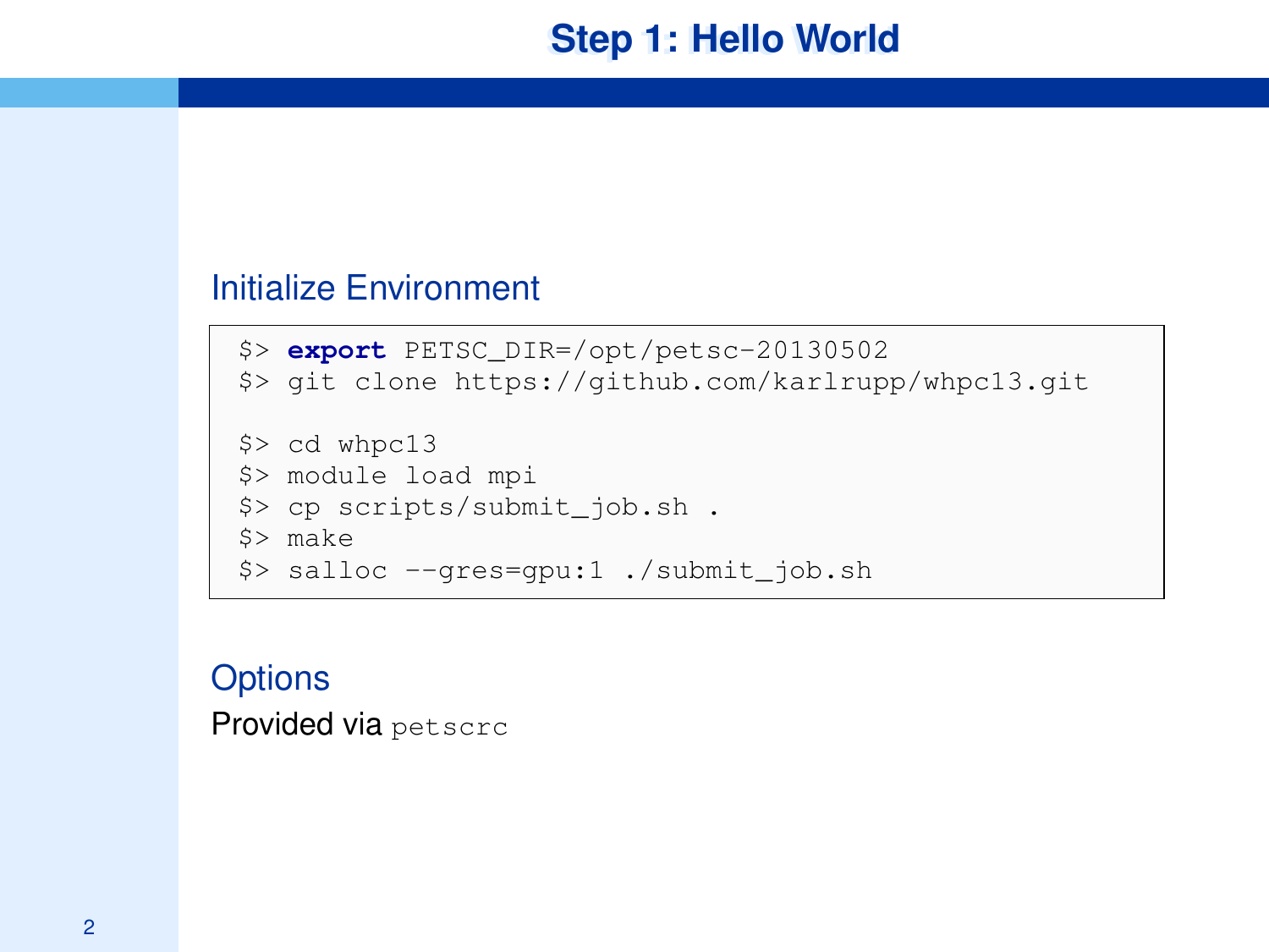# Step 1: Hello World

## Initialize Environment

```
$> export PETSC_DIR=/opt/petsc-20130502
$> git clone https://github.com/karlrupp/whpc13.git

$> cd whpc13
$> module load mpi
$> cp scripts/submit_job.sh .
$> make
$> salloc --gres=gpu:1 ./submit_job.sh
```

## Options

Provided via `petscrc`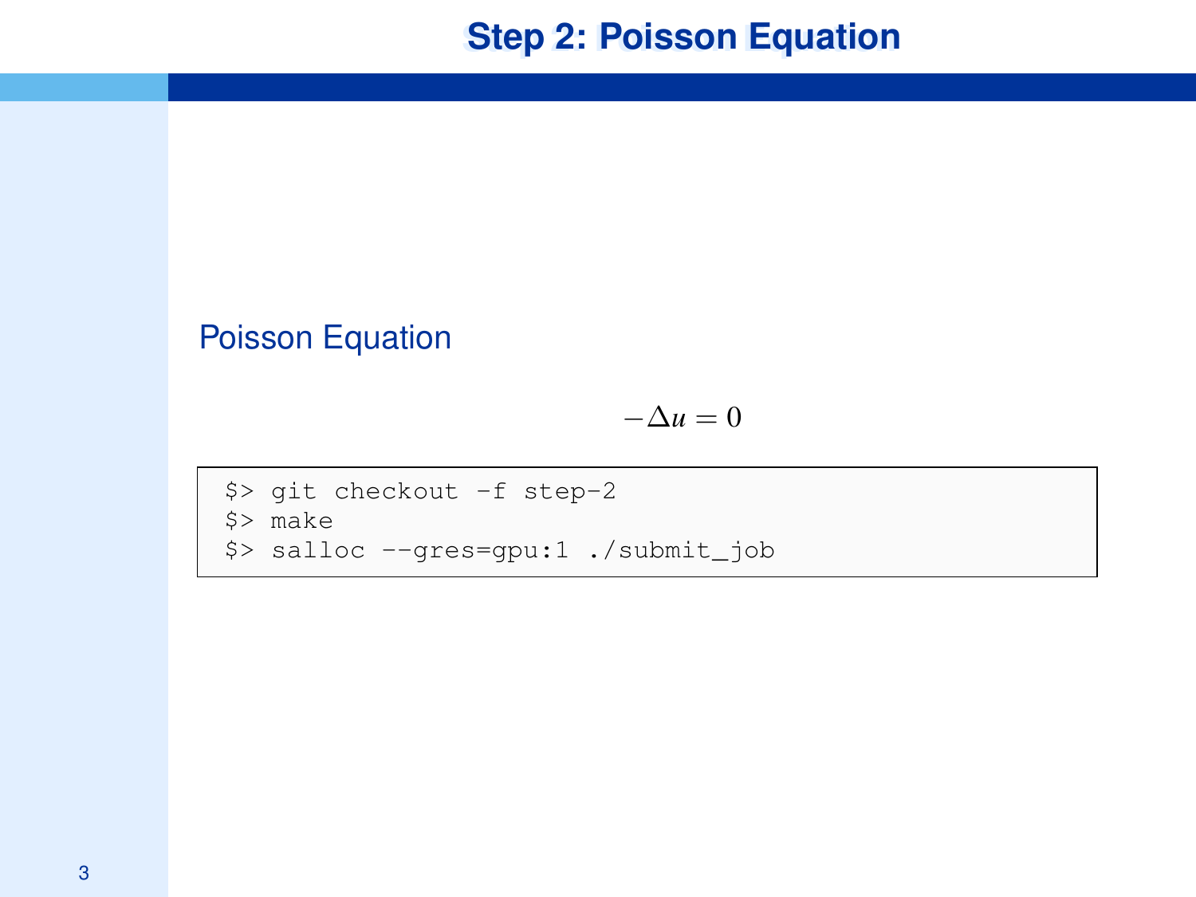# Step 2: Poisson Equation

## Poisson Equation

$$-\Delta u = 0$$

```
$> git checkout -f step-2
$> make
$> salloc --gres=gpu:1 ./submit_job
```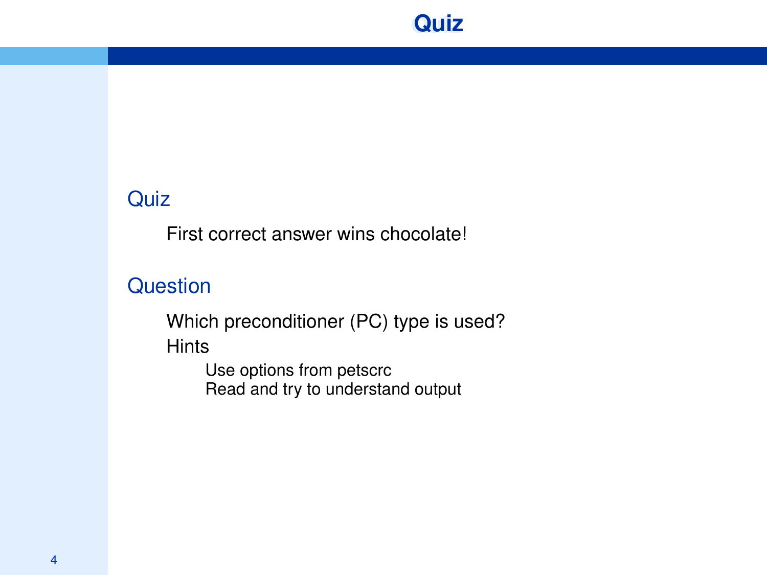# Quiz

## Quiz

First correct answer wins chocolate!

## Question

Which preconditioner (PC) type is used?

Hints

- Use options from petscrc
- Read and try to understand output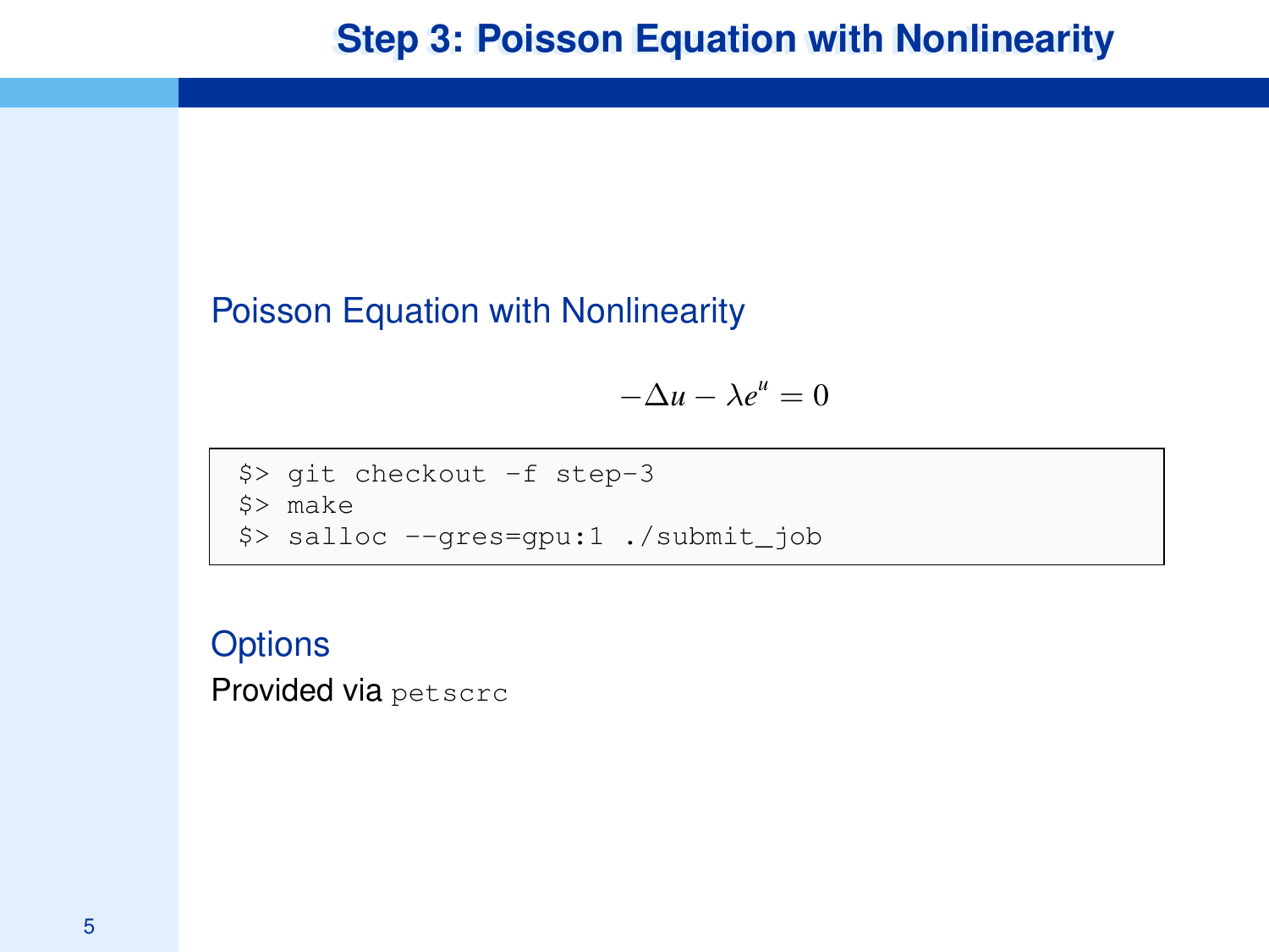# Step 3: Poisson Equation with Nonlinearity

## Poisson Equation with Nonlinearity

$$-\Delta u - \lambda e^{u} = 0$$

```
$> git checkout -f step-3
$> make
$> salloc --gres=gpu:1 ./submit_job
```

## Options

Provided via `petscrc`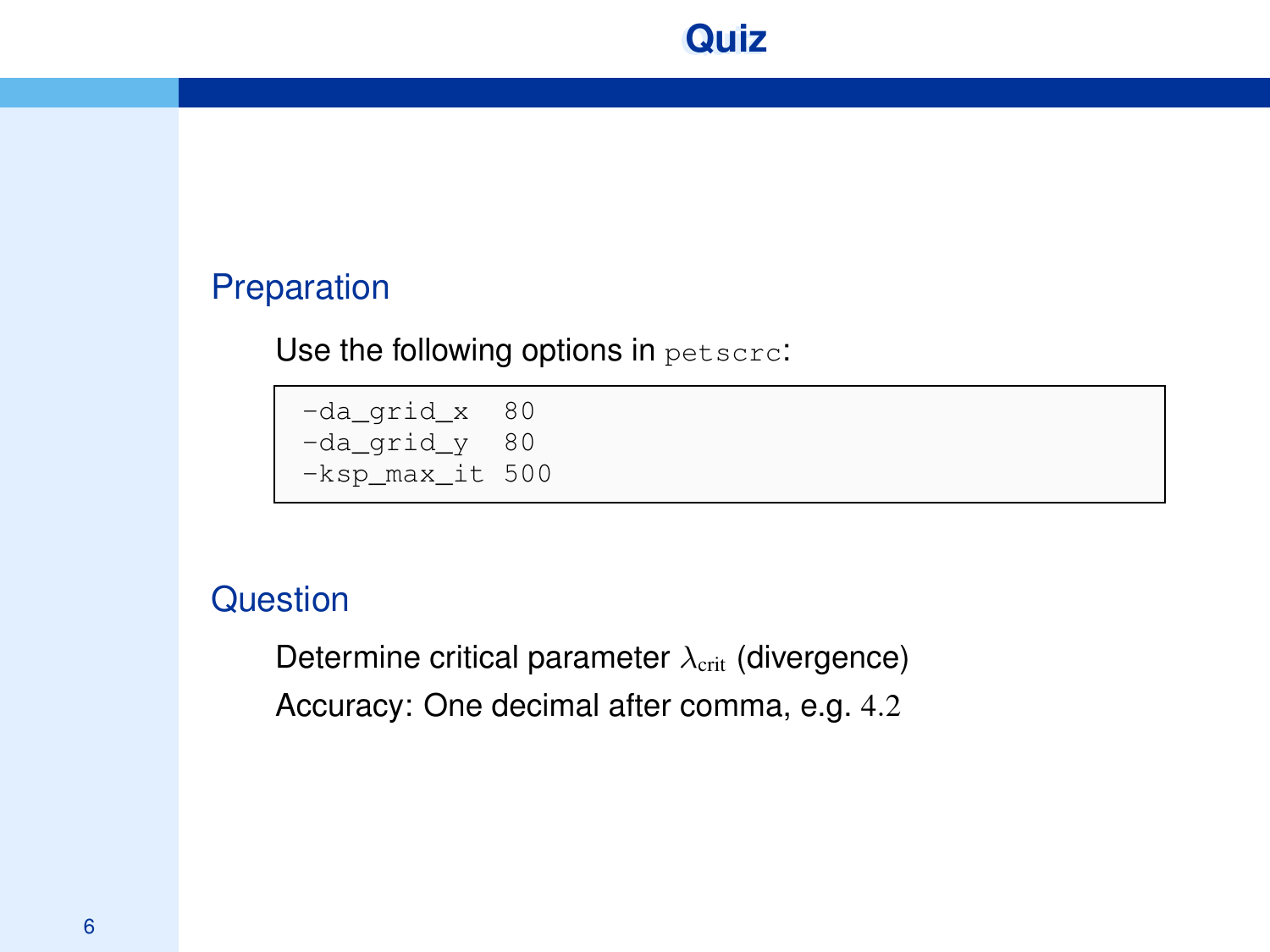# Quiz

## Preparation

Use the following options in `petscrc`:

```
-da_grid_x  80
-da_grid_y  80
-ksp_max_it 500
```

## Question

Determine critical parameter $\lambda_{\text{crit}}$ (divergence)

Accuracy: One decimal after comma, e.g. $4.2$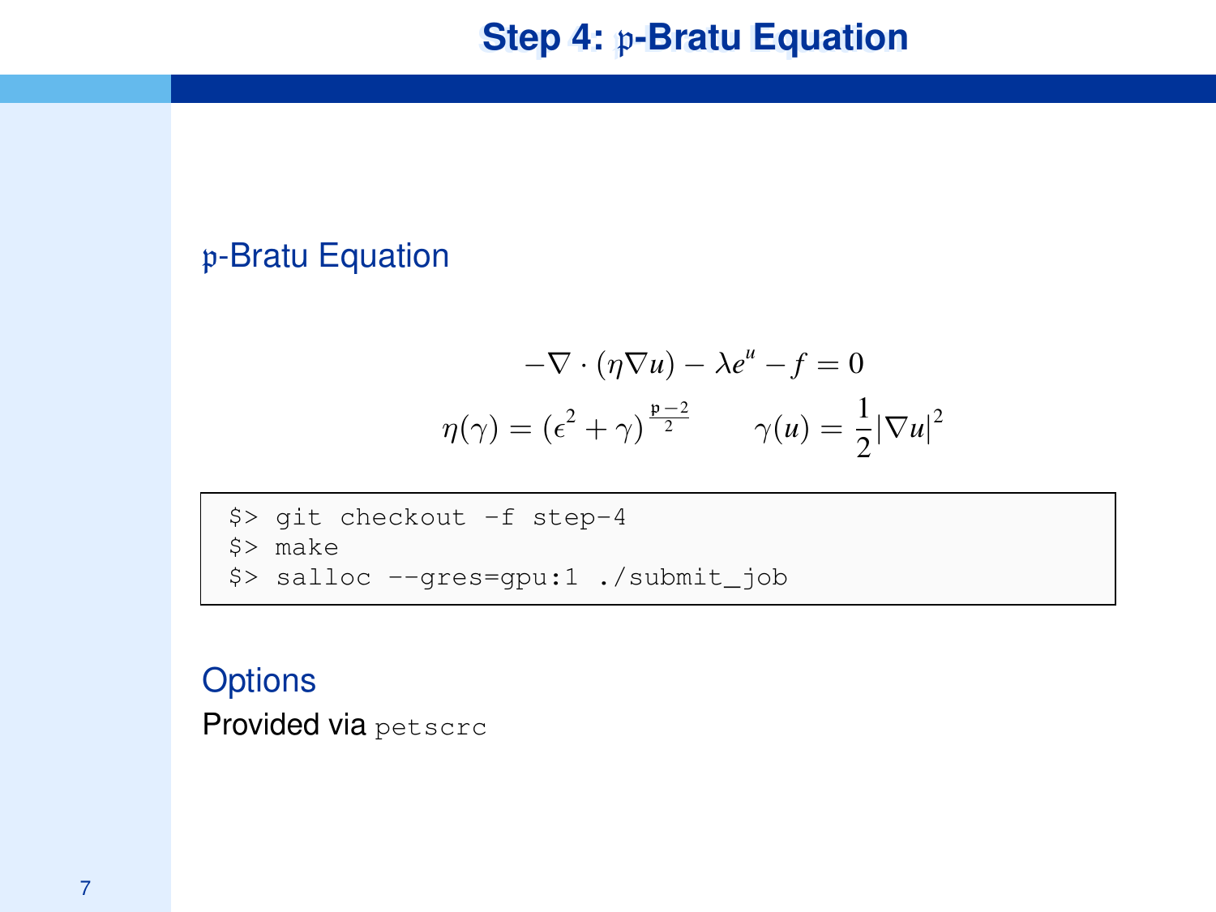# Step 4: $\mathfrak{p}$-Bratu Equation

## $\mathfrak{p}$-Bratu Equation

$$-\nabla \cdot (\eta \nabla u) - \lambda e^{u} - f = 0$$

$$\eta(\gamma) = (\epsilon^2 + \gamma)^{\frac{\mathfrak{p}-2}{2}} \qquad \gamma(u) = \frac{1}{2}|\nabla u|^2$$

```
$> git checkout -f step-4
$> make
$> salloc --gres=gpu:1 ./submit_job
```

## Options

Provided via `petscrc`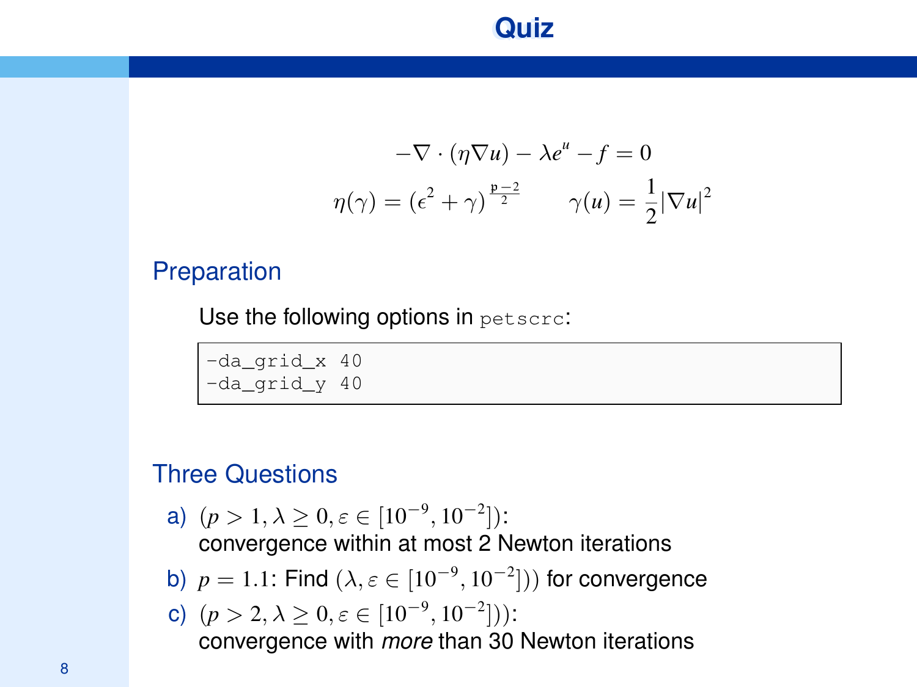# Quiz

$$-\nabla \cdot (\eta \nabla u) - \lambda e^u - f = 0$$

$$\eta(\gamma) = (\epsilon^2 + \gamma)^{\frac{p-2}{2}} \qquad \gamma(u) = \frac{1}{2}|\nabla u|^2$$

## Preparation

Use the following options in `petscrc`:

```
-da_grid_x 40
-da_grid_y 40
```

## Three Questions

a) $(p > 1, \lambda \geq 0, \varepsilon \in [10^{-9}, 10^{-2}])$:
   convergence within at most 2 Newton iterations

b) $p = 1.1$: Find $(\lambda, \varepsilon \in [10^{-9}, 10^{-2}])$ for convergence

c) $(p > 2, \lambda \geq 0, \varepsilon \in [10^{-9}, 10^{-2}])$:
   convergence with *more* than 30 Newton iterations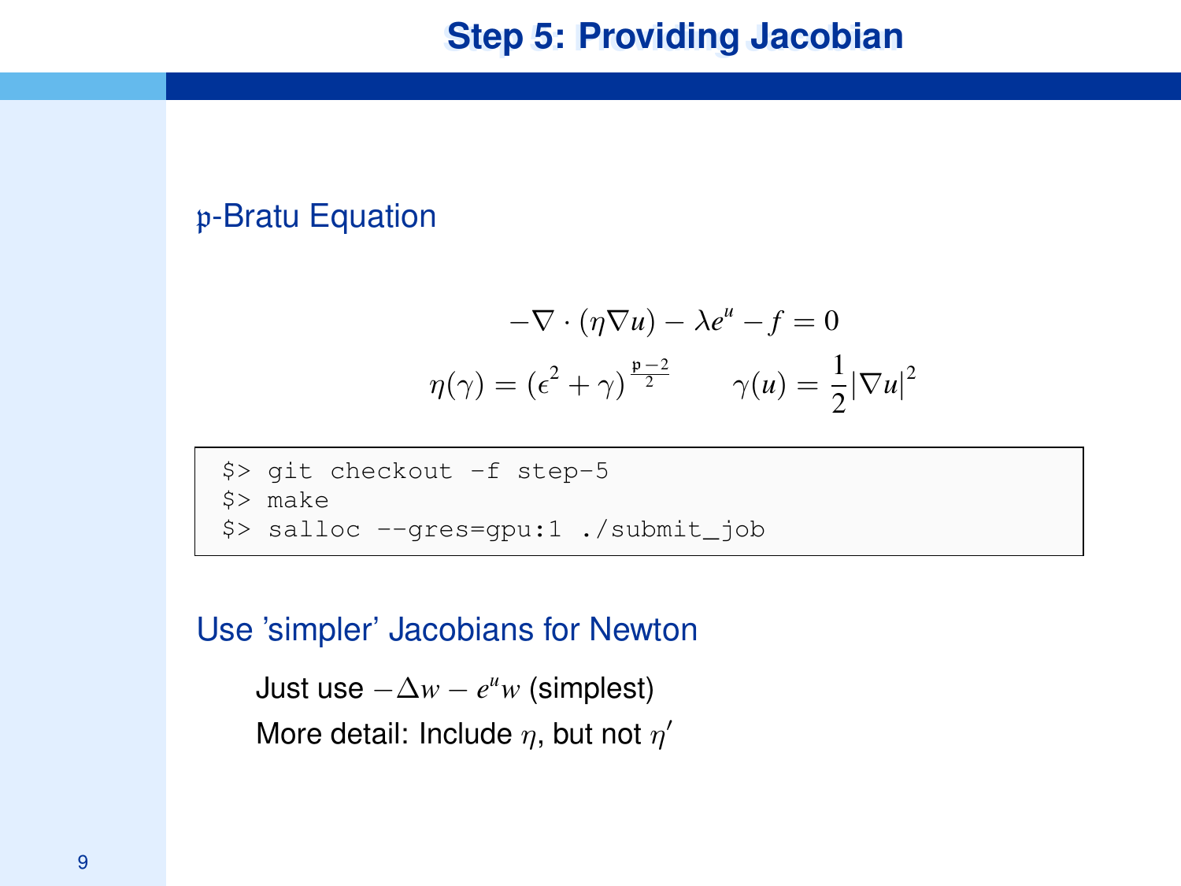# Step 5: Providing Jacobian

## $\mathfrak{p}$-Bratu Equation

$$-\nabla \cdot (\eta \nabla u) - \lambda e^{u} - f = 0$$

$$\eta(\gamma) = (\epsilon^2 + \gamma)^{\frac{\mathfrak{p}-2}{2}} \qquad \gamma(u) = \frac{1}{2}|\nabla u|^2$$

```
$> git checkout -f step-5
$> make
$> salloc --gres=gpu:1 ./submit_job
```

## Use 'simpler' Jacobians for Newton

- Just use $-\Delta w - e^{u} w$ (simplest)
- More detail: Include $\eta$, but not $\eta'$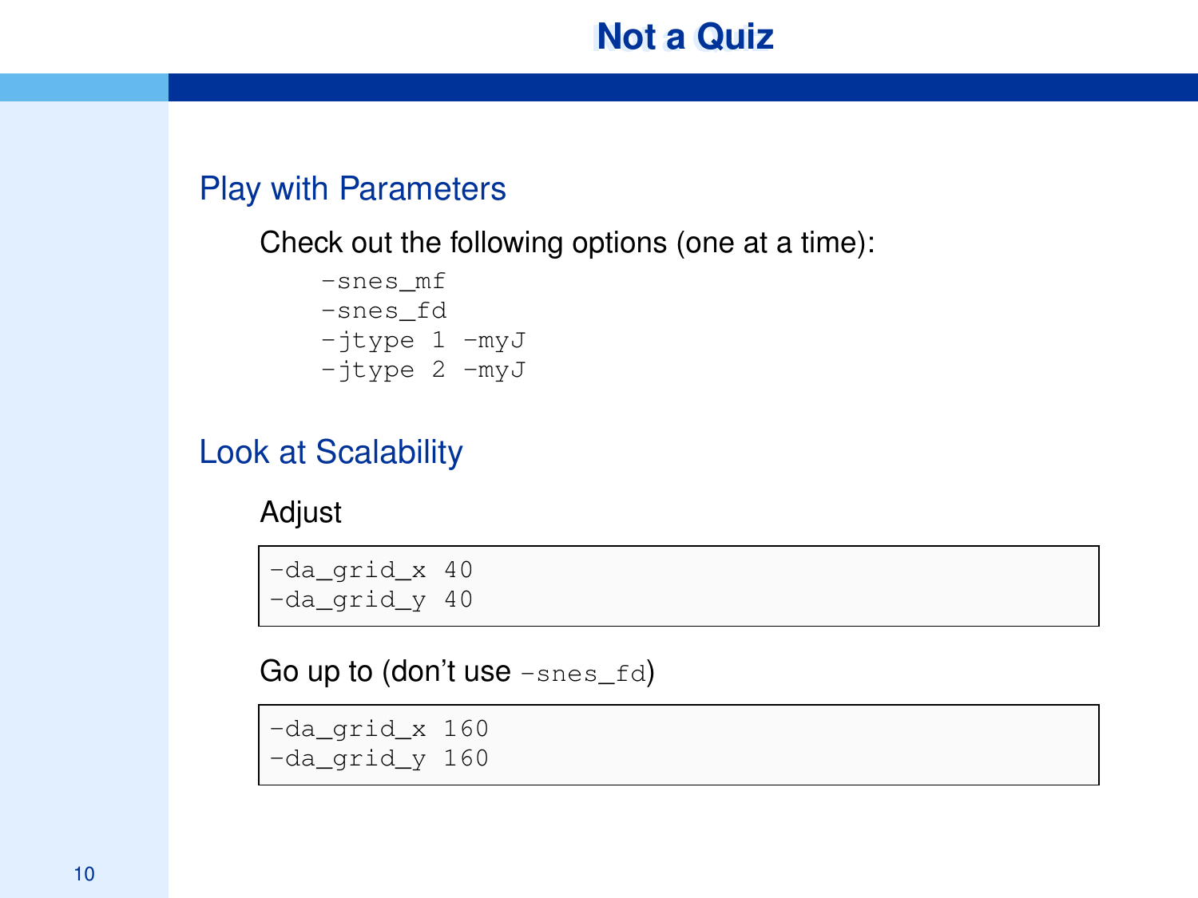# Not a Quiz

## Play with Parameters

Check out the following options (one at a time):

```
-snes_mf
-snes_fd
-jtype 1 -myJ
-jtype 2 -myJ
```

## Look at Scalability

Adjust

```
-da_grid_x 40
-da_grid_y 40
```

Go up to (don't use `-snes_fd`)

```
-da_grid_x 160
-da_grid_y 160
```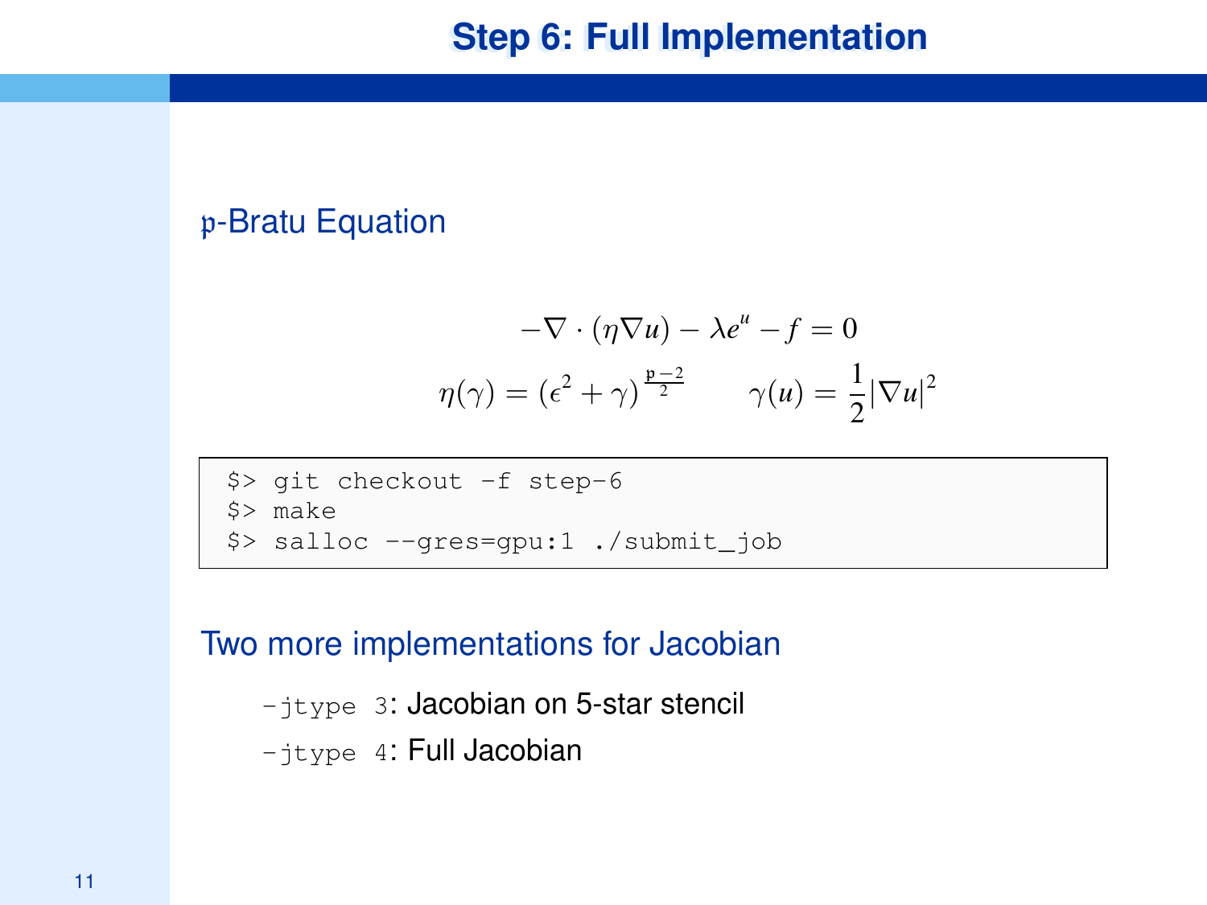# Step 6: Full Implementation

## $\mathfrak{p}$-Bratu Equation

$$-\nabla \cdot (\eta \nabla u) - \lambda e^u - f = 0$$

$$\eta(\gamma) = (\epsilon^2 + \gamma)^{\frac{\mathfrak{p}-2}{2}} \qquad \gamma(u) = \frac{1}{2}|\nabla u|^2$$

```
$> git checkout -f step-6
$> make
$> salloc --gres=gpu:1 ./submit_job
```

## Two more implementations for Jacobian

- `-jtype 3`: Jacobian on 5-star stencil
- `-jtype 4`: Full Jacobian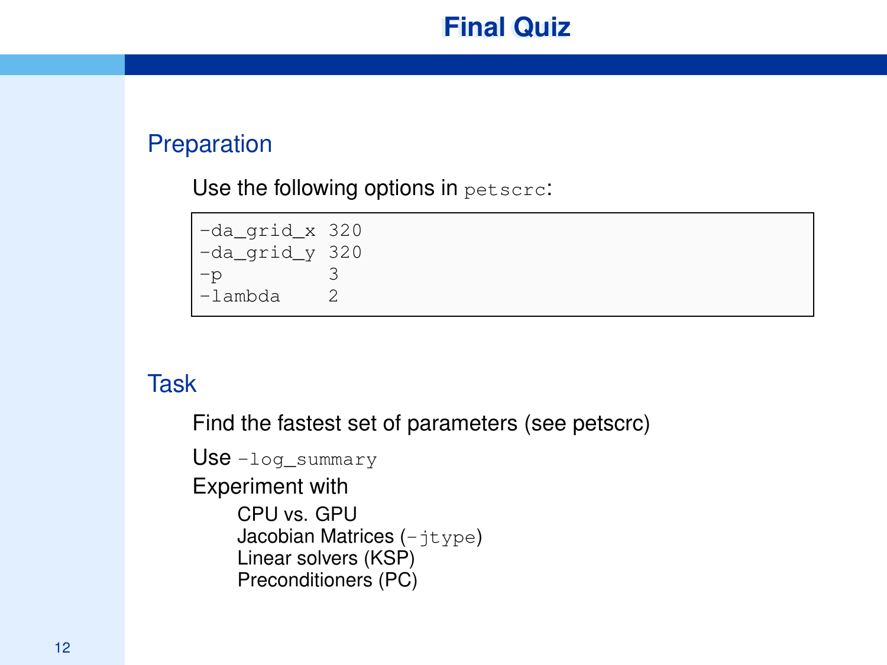# Final Quiz

## Preparation

Use the following options in `petscrc`:

```
-da_grid_x 320
-da_grid_y 320
-p         3
-lambda    2
```

## Task

Find the fastest set of parameters (see petscrc)

Use `-log_summary`

Experiment with

- CPU vs. GPU
- Jacobian Matrices (`-jtype`)
- Linear solvers (KSP)
- Preconditioners (PC)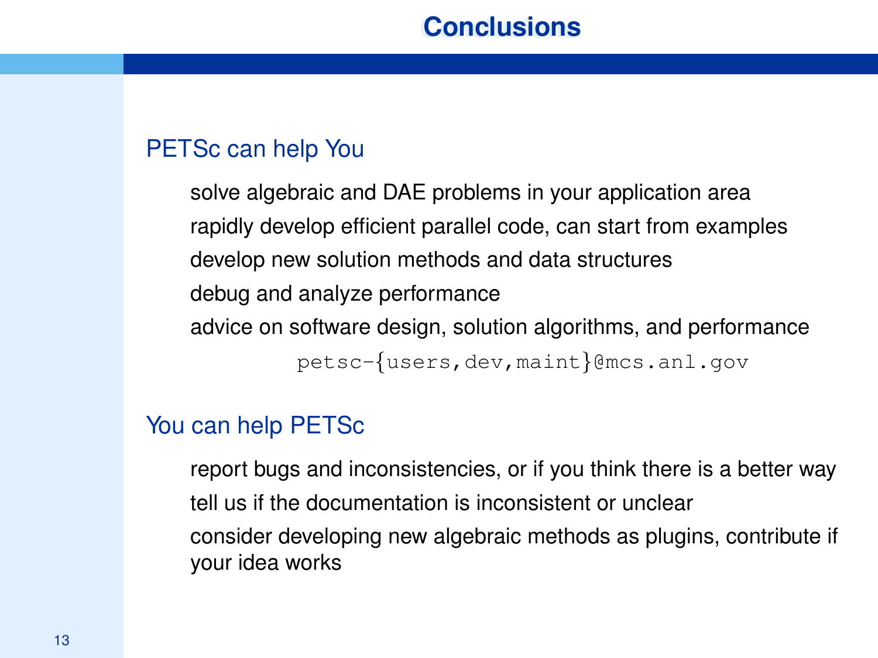# Conclusions

## PETSc can help You

- solve algebraic and DAE problems in your application area
- rapidly develop efficient parallel code, can start from examples
- develop new solution methods and data structures
- debug and analyze performance
- advice on software design, solution algorithms, and performance

  `petsc-{users,dev,maint}@mcs.anl.gov`

## You can help PETSc

- report bugs and inconsistencies, or if you think there is a better way
- tell us if the documentation is inconsistent or unclear
- consider developing new algebraic methods as plugins, contribute if your idea works